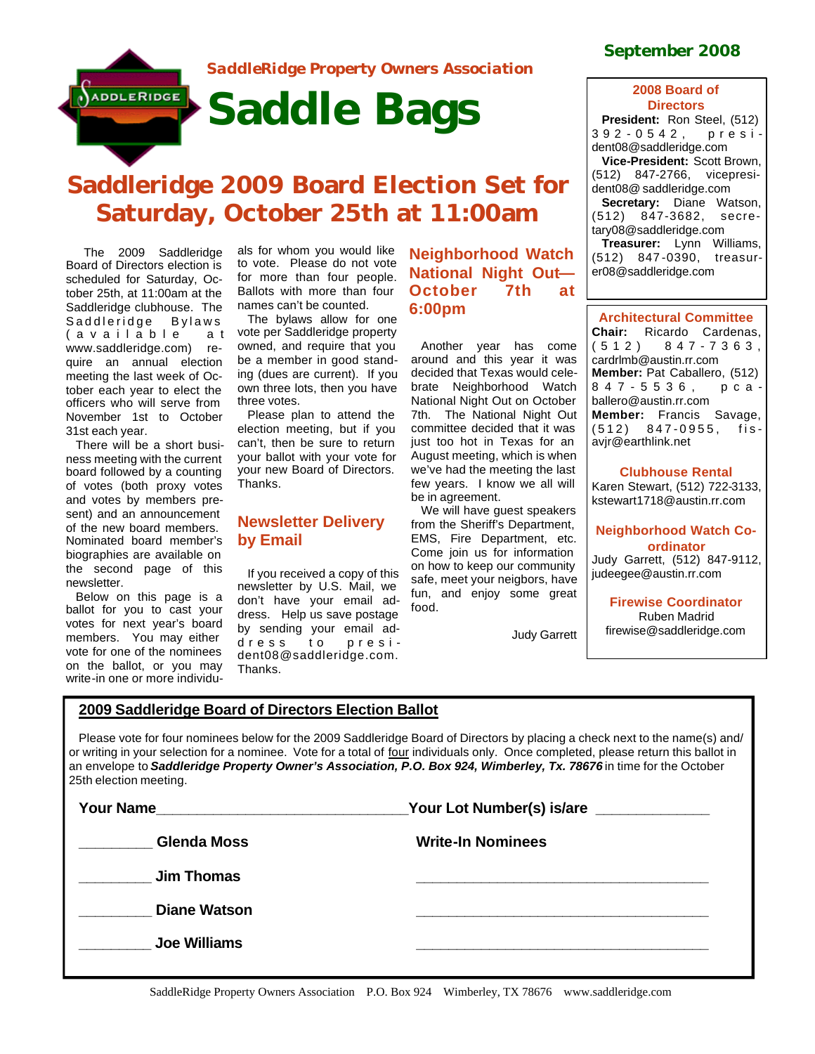September 2008

SaddleRidge Property Owners Association

# Saddle Bags

## Saddleridge 2009 Board Election Set for Saturday, October 25th at 11:00am

The 2009 Saddleridge Board of Directors election is scheduled for Saturday, October 25th, at 11:00am at the Saddleridge clubhouse. The Saddleridge Bylaws (available at www.saddleridge.com) require an annual election meeting the last week of October each year to elect the officers who will serve from November 1st to October 31st each year.

There will be a short business meeting with the current board followed by a counting of votes (both proxy votes and votes by members present) and an announcement of the new board members. Nominated board member's biographies are available on the second page of this newsletter.

Below on this page is a ballot for you to cast your votes for next year's board members. You may either vote for one of the nominees on the ballot, or you may write-in one or more individuals for whom you would like to vote. Please do not vote for more than four people. Ballots with more than four names can't be counted.

The bylaws allow for one vote per Saddleridge property owned, and require that you be a member in good standing (dues are current). If you own three lots, then you have three votes.

Please plan to attend the election meeting, but if you can't, then be sure to return your ballot with your vote for your new Board of Directors. Thanks.

### Newsletter Delivery by Email

If you received a copy of this newsletter by U.S. Mail, we don't have your email address. Help us save postage by sending your email address to president08@saddleridge.com. Thanks.

### Neighborhood Watch National Night Out—October 7th at 6:00pm

Another year has come around and this year it was decided that Texas would celebrate Neighborhood Watch National Night Out on October 7th. The National Night Out committee decided that it was just too hot in Texas for an August meeting, which is when we've had the meeting the last few years. I know we all will be in agreement.

We will have guest speakers from the Sheriff's Department, EMS, Fire Department, etc. Come join us for information on how to keep our community safe, meet your neigbors, have fun, and enjoy some great food.

Judy Garrett

### 2008 Board of Directors

**President:** Ron Steel, (512) 392-0542, president08@saddleridge.com
**Vice-President:** Scott Brown, (512) 847-2766, vicepresident08@ saddleridge.com
**Secretary:** Diane Watson, (512) 847-3682, secretary08@saddleridge.com
**Treasurer:** Lynn Williams, (512) 847-0390, treasurer08@saddleridge.com

### Architectural Committee

**Chair:** Ricardo Cardenas, (512) 847-7363, cardrlmb@austin.rr.com
**Member:** Pat Caballero, (512) 847-5536, pcaballero@austin.rr.com
**Member:** Francis Savage, (512) 847-0955, fisavjr@earthlink.net

### Clubhouse Rental

Karen Stewart, (512) 722-3133, kstewart1718@austin.rr.com

### Neighborhood Watch Coordinator

Judy Garrett, (512) 847-9112, judeegee@austin.rr.com

### Firewise Coordinator

Ruben Madrid
firewise@saddleridge.com

---

## 2009 Saddleridge Board of Directors Election Ballot

Please vote for four nominees below for the 2009 Saddleridge Board of Directors by placing a check next to the name(s) and/or writing in your selection for a nominee. Vote for a total of four individuals only. Once completed, please return this ballot in an envelope to ***Saddleridge Property Owner's Association, P.O. Box 924, Wimberley, Tx. 78676*** in time for the October 25th election meeting.

**Your Name**______________________________ **Your Lot Number(s) is/are** ____________

_________ **Glenda Moss**

_________ **Jim Thomas**

_________ **Diane Watson**

_________ **Joe Williams**

**Write-In Nominees**

_____________________________________

_____________________________________

_____________________________________

SaddleRidge Property Owners Association P.O. Box 924 Wimberley, TX 78676 www.saddleridge.com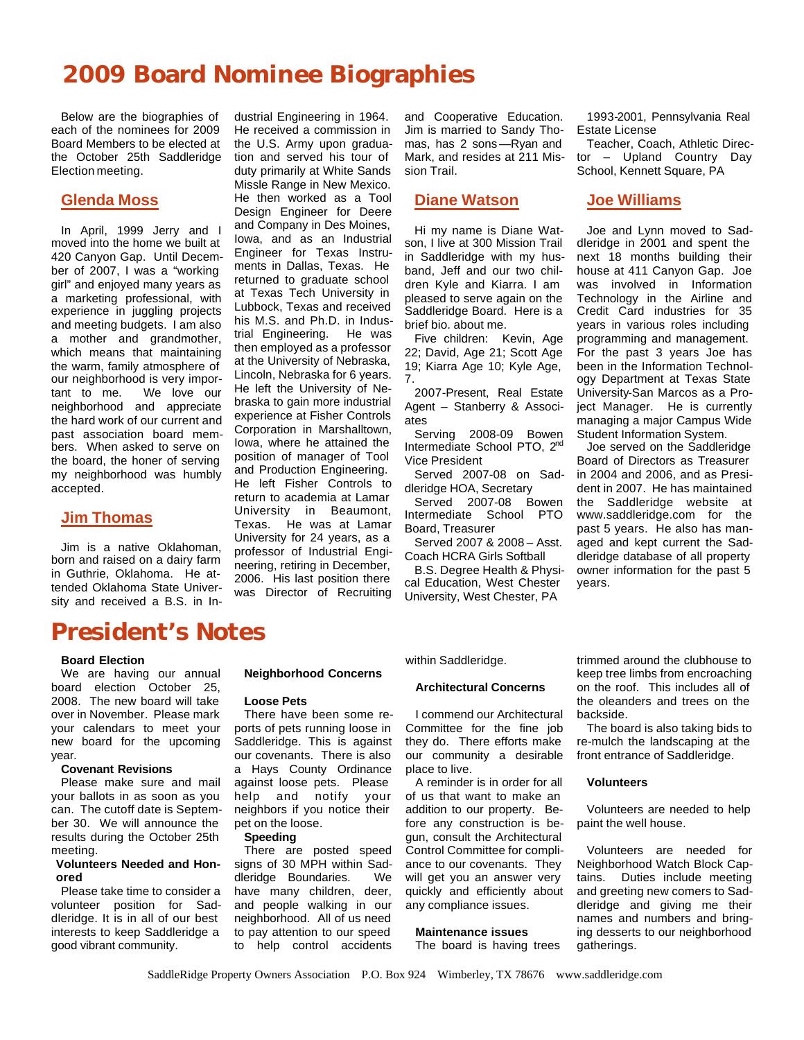# 2009 Board Nominee Biographies

Below are the biographies of each of the nominees for 2009 Board Members to be elected at the October 25th Saddleridge Election meeting.

## Glenda Moss

In April, 1999 Jerry and I moved into the home we built at 420 Canyon Gap. Until December of 2007, I was a "working girl" and enjoyed many years as a marketing professional, with experience in juggling projects and meeting budgets. I am also a mother and grandmother, which means that maintaining the warm, family atmosphere of our neighborhood is very important to me. We love our neighborhood and appreciate the hard work of our current and past association board members. When asked to serve on the board, the honer of serving my neighborhood was humbly accepted.

## Jim Thomas

Jim is a native Oklahoman, born and raised on a dairy farm in Guthrie, Oklahoma. He attended Oklahoma State University and received a B.S. in Industrial Engineering in 1964. He received a commission in the U.S. Army upon graduation and served his tour of duty primarily at White Sands Missle Range in New Mexico. He then worked as a Tool Design Engineer for Deere and Company in Des Moines, Iowa, and as an Industrial Engineer for Texas Instruments in Dallas, Texas. He returned to graduate school at Texas Tech University in Lubbock, Texas and received his M.S. and Ph.D. in Industrial Engineering. He was then employed as a professor at the University of Nebraska, Lincoln, Nebraska for 6 years. He left the University of Nebraska to gain more industrial experience at Fisher Controls Corporation in Marshalltown, Iowa, where he attained the position of manager of Tool and Production Engineering. He left Fisher Controls to return to academia at Lamar University in Beaumont, Texas. He was at Lamar University for 24 years, as a professor of Industrial Engineering, retiring in December, 2006. His last position there was Director of Recruiting and Cooperative Education. Jim is married to Sandy Thomas, has 2 sons—Ryan and Mark, and resides at 211 Mission Trail.

## Diane Watson

Hi my name is Diane Watson, I live at 300 Mission Trail in Saddleridge with my husband, Jeff and our two children Kyle and Kiarra. I am pleased to serve again on the Saddleridge Board. Here is a brief bio. about me.

Five children: Kevin, Age 22; David, Age 21; Scott Age 19; Kiarra Age 10; Kyle Age, 7.

2007-Present, Real Estate Agent – Stanberry & Associates

Serving 2008-09 Bowen Intermediate School PTO, 2nd Vice President

Served 2007-08 on Saddleridge HOA, Secretary

Served 2007-08 Bowen Intermediate School PTO Board, Treasurer

Served 2007 & 2008 – Asst. Coach HCRA Girls Softball

B.S. Degree Health & Physical Education, West Chester University, West Chester, PA

1993-2001, Pennsylvania Real Estate License

Teacher, Coach, Athletic Director – Upland Country Day School, Kennett Square, PA

## Joe Williams

Joe and Lynn moved to Saddleridge in 2001 and spent the next 18 months building their house at 411 Canyon Gap. Joe was involved in Information Technology in the Airline and Credit Card industries for 35 years in various roles including programming and management. For the past 3 years Joe has been in the Information Technology Department at Texas State University-San Marcos as a Project Manager. He is currently managing a major Campus Wide Student Information System.

Joe served on the Saddleridge Board of Directors as Treasurer in 2004 and 2006, and as President in 2007. He has maintained the Saddleridge website at www.saddleridge.com for the past 5 years. He also has managed and kept current the Saddleridge database of all property owner information for the past 5 years.

# President's Notes

**Board Election**

We are having our annual board election October 25, 2008. The new board will take over in November. Please mark your calendars to meet your new board for the upcoming year.

**Covenant Revisions**

Please make sure and mail your ballots in as soon as you can. The cutoff date is September 30. We will announce the results during the October 25th meeting.

**Volunteers Needed and Honored**

Please take time to consider a volunteer position for Saddleridge. It is in all of our best interests to keep Saddleridge a good vibrant community.

**Neighborhood Concerns**

**Loose Pets**

There have been some reports of pets running loose in Saddleridge. This is against our covenants. There is also a Hays County Ordinance against loose pets. Please help and notify your neighbors if you notice their pet on the loose.

**Speeding**

There are posted speed signs of 30 MPH within Saddleridge Boundaries. We have many children, deer, and people walking in our neighborhood. All of us need to pay attention to our speed to help control accidents within Saddleridge.

**Architectural Concerns**

I commend our Architectural Committee for the fine job they do. There efforts make our community a desirable place to live.

A reminder is in order for all of us that want to make an addition to our property. Before any construction is begun, consult the Architectural Control Committee for compliance to our covenants. They will get you an answer very quickly and efficiently about any compliance issues.

**Maintenance issues**

The board is having trees trimmed around the clubhouse to keep tree limbs from encroaching on the roof. This includes all of the oleanders and trees on the backside.

The board is also taking bids to re-mulch the landscaping at the front entrance of Saddleridge.

**Volunteers**

Volunteers are needed to help paint the well house.

Volunteers are needed for Neighborhood Watch Block Captains. Duties include meeting and greeting new comers to Saddleridge and giving me their names and numbers and bringing desserts to our neighborhood gatherings.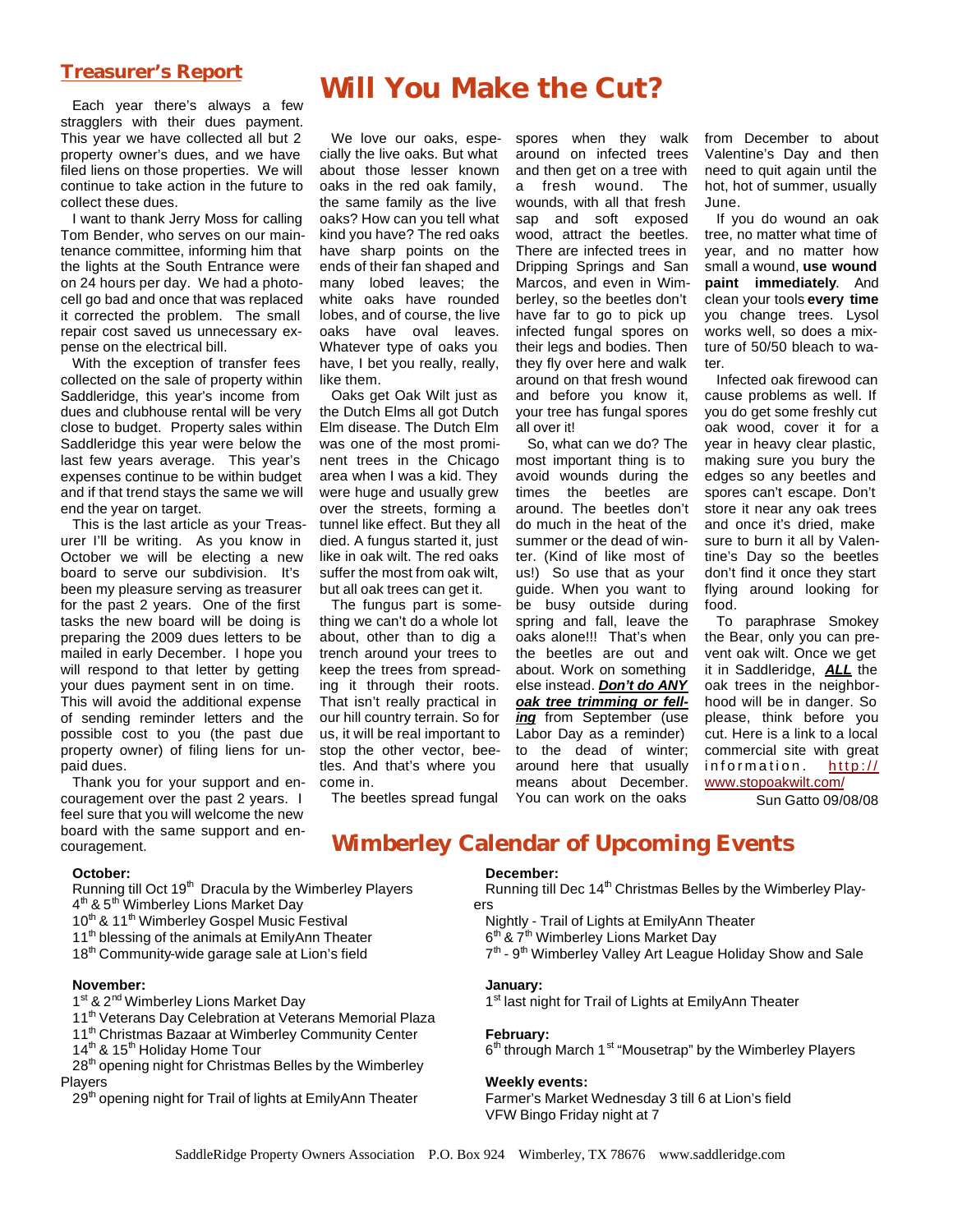## Treasurer's Report

Each year there's always a few stragglers with their dues payment. This year we have collected all but 2 property owner's dues, and we have filed liens on those properties. We will continue to take action in the future to collect these dues.

I want to thank Jerry Moss for calling Tom Bender, who serves on our maintenance committee, informing him that the lights at the South Entrance were on 24 hours per day. We had a photocell go bad and once that was replaced it corrected the problem. The small repair cost saved us unnecessary expense on the electrical bill.

With the exception of transfer fees collected on the sale of property within Saddleridge, this year's income from dues and clubhouse rental will be very close to budget. Property sales within Saddleridge this year were below the last few years average. This year's expenses continue to be within budget and if that trend stays the same we will end the year on target.

This is the last article as your Treasurer I'll be writing. As you know in October we will be electing a new board to serve our subdivision. It's been my pleasure serving as treasurer for the past 2 years. One of the first tasks the new board will be doing is preparing the 2009 dues letters to be mailed in early December. I hope you will respond to that letter by getting your dues payment sent in on time. This will avoid the additional expense of sending reminder letters and the possible cost to you (the past due property owner) of filing liens for unpaid dues.

Thank you for your support and encouragement over the past 2 years. I feel sure that you will welcome the new board with the same support and encouragement.

# Will You Make the Cut?

We love our oaks, especially the live oaks. But what about those lesser known oaks in the red oak family, the same family as the live oaks? How can you tell what kind you have? The red oaks have sharp points on the ends of their fan shaped and many lobed leaves; the white oaks have rounded lobes, and of course, the live oaks have oval leaves. Whatever type of oaks you have, I bet you really, really, like them.

Oaks get Oak Wilt just as the Dutch Elms all got Dutch Elm disease. The Dutch Elm was one of the most prominent trees in the Chicago area when I was a kid. They were huge and usually grew over the streets, forming a tunnel like effect. But they all died. A fungus started it, just like in oak wilt. The red oaks suffer the most from oak wilt, but all oak trees can get it.

The fungus part is something we can't do a whole lot about, other than to dig a trench around your trees to keep the trees from spreading it through their roots. That isn't really practical in our hill country terrain. So for us, it will be real important to stop the other vector, beetles. And that's where you come in.

The beetles spread fungal spores when they walk around on infected trees and then get on a tree with a fresh wound. The wounds, with all that fresh sap and soft exposed wood, attract the beetles. There are infected trees in Dripping Springs and San Marcos, and even in Wimberley, so the beetles don't have far to go to pick up infected fungal spores on their legs and bodies. Then they fly over here and walk around on that fresh wound and before you know it, your tree has fungal spores all over it!

So, what can we do? The most important thing is to avoid wounds during the times the beetles are around. The beetles don't do much in the heat of the summer or the dead of winter. (Kind of like most of us!) So use that as your guide. When you want to be busy outside during spring and fall, leave the oaks alone!!! That's when the beetles are out and about. Work on something else instead. ***Don't do ANY oak tree trimming or felling*** from September (use Labor Day as a reminder) to the dead of winter; around here that usually means about December. You can work on the oaks from December to about Valentine's Day and then need to quit again until the hot, hot of summer, usually June.

If you do wound an oak tree, no matter what time of year, and no matter how small a wound, **use wound paint immediately**. And clean your tools **every time** you change trees. Lysol works well, so does a mixture of 50/50 bleach to water.

Infected oak firewood can cause problems as well. If you do get some freshly cut oak wood, cover it for a year in heavy clear plastic, making sure you bury the edges so any beetles and spores can't escape. Don't store it near any oak trees and once it's dried, make sure to burn it all by Valentine's Day so the beetles don't find it once they start flying around looking for food.

To paraphrase Smokey the Bear, only you can prevent oak wilt. Once we get it in Saddleridge, ***ALL*** the oak trees in the neighborhood will be in danger. So please, think before you cut. Here is a link to a local commercial site with great information. http://www.stopoakwilt.com/

Sun Gatto 09/08/08

# Wimberley Calendar of Upcoming Events

**October:**

- Running till Oct 19th Dracula by the Wimberley Players
- 4th & 5th Wimberley Lions Market Day
- 10th & 11th Wimberley Gospel Music Festival
- 11th blessing of the animals at EmilyAnn Theater
- 18th Community-wide garage sale at Lion's field

**November:**

- 1st & 2nd Wimberley Lions Market Day
- 11th Veterans Day Celebration at Veterans Memorial Plaza
- 11th Christmas Bazaar at Wimberley Community Center
- 14th & 15th Holiday Home Tour
- 28th opening night for Christmas Belles by the Wimberley Players
- 29th opening night for Trail of lights at EmilyAnn Theater

**December:**

- Running till Dec 14th Christmas Belles by the Wimberley Players
- Nightly - Trail of Lights at EmilyAnn Theater
- 6th & 7th Wimberley Lions Market Day
- 7th - 9th Wimberley Valley Art League Holiday Show and Sale

**January:**

- 1st last night for Trail of Lights at EmilyAnn Theater

**February:**

- 6th through March 1st "Mousetrap" by the Wimberley Players

**Weekly events:**

- Farmer's Market Wednesday 3 till 6 at Lion's field
- VFW Bingo Friday night at 7

SaddleRidge Property Owners Association P.O. Box 924 Wimberley, TX 78676 www.saddleridge.com